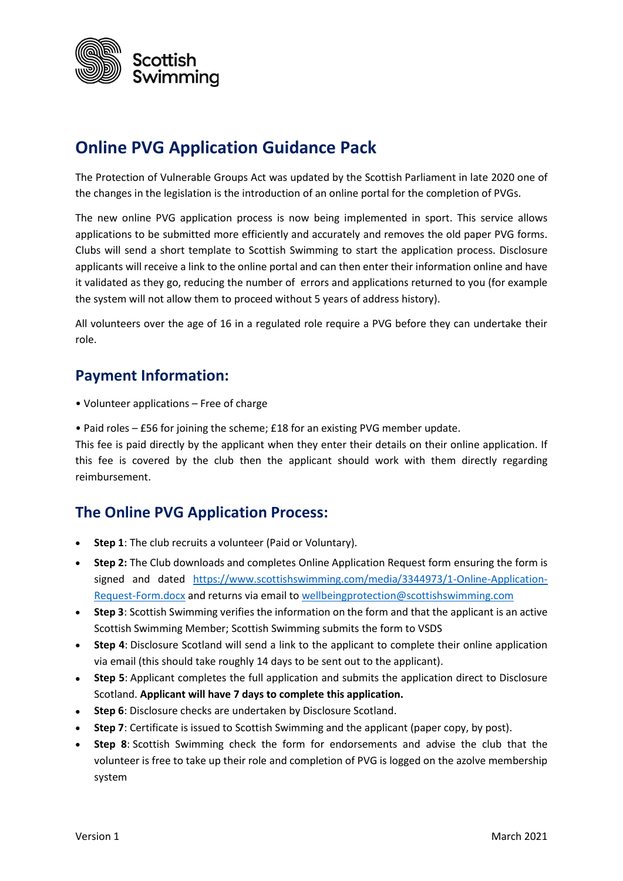Scottish Swimming

# Online PVG Application Guidance Pack

The Protection of Vulnerable Groups Act was updated by the Scottish Parliament in late 2020 one of the changes in the legislation is the introduction of an online portal for the completion of PVGs.

The new online PVG application process is now being implemented in sport. This service allows applications to be submitted more efficiently and accurately and removes the old paper PVG forms. Clubs will send a short template to Scottish Swimming to start the application process. Disclosure applicants will receive a link to the online portal and can then enter their information online and have it validated as they go, reducing the number of errors and applications returned to you (for example the system will not allow them to proceed without 5 years of address history).

All volunteers over the age of 16 in a regulated role require a PVG before they can undertake their role.

## Payment Information:

• Volunteer applications – Free of charge

• Paid roles – £56 for joining the scheme; £18 for an existing PVG member update.
This fee is paid directly by the applicant when they enter their details on their online application. If this fee is covered by the club then the applicant should work with them directly regarding reimbursement.

## The Online PVG Application Process:

- **Step 1**: The club recruits a volunteer (Paid or Voluntary).
- **Step 2:** The Club downloads and completes Online Application Request form ensuring the form is signed and dated [https://www.scottishswimming.com/media/3344973/1-Online-Application-Request-Form.docx](https://www.scottishswimming.com/media/3344973/1-Online-Application-Request-Form.docx) and returns via email to [wellbeingprotection@scottishswimming.com](mailto:wellbeingprotection@scottishswimming.com)
- **Step 3**: Scottish Swimming verifies the information on the form and that the applicant is an active Scottish Swimming Member; Scottish Swimming submits the form to VSDS
- **Step 4**: Disclosure Scotland will send a link to the applicant to complete their online application via email (this should take roughly 14 days to be sent out to the applicant).
- **Step 5**: Applicant completes the full application and submits the application direct to Disclosure Scotland. **Applicant will have 7 days to complete this application.**
- **Step 6**: Disclosure checks are undertaken by Disclosure Scotland.
- **Step 7**: Certificate is issued to Scottish Swimming and the applicant (paper copy, by post).
- **Step 8**: Scottish Swimming check the form for endorsements and advise the club that the volunteer is free to take up their role and completion of PVG is logged on the azolve membership system

Version 1 March 2021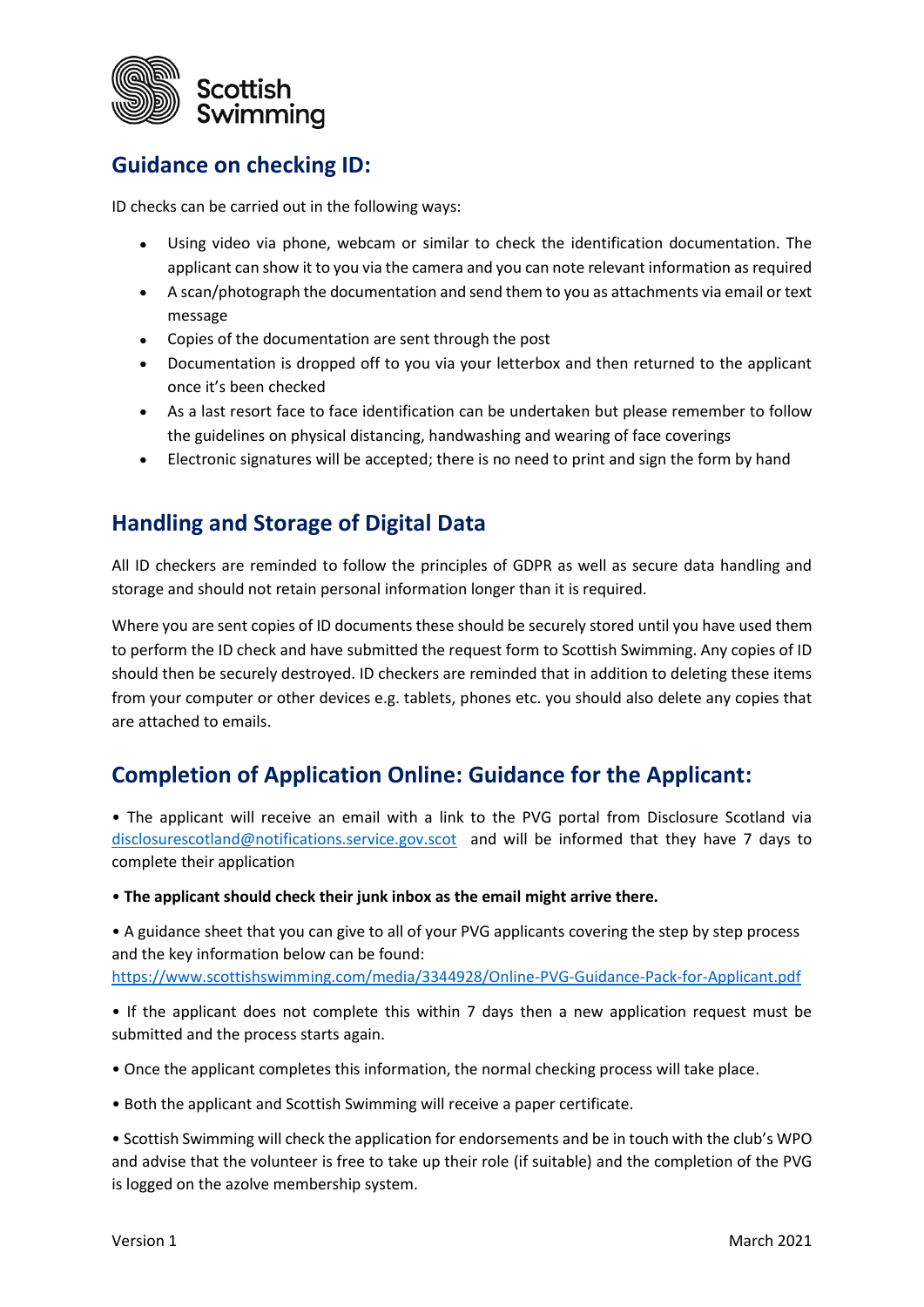## Guidance on checking ID:

ID checks can be carried out in the following ways:

- Using video via phone, webcam or similar to check the identification documentation. The applicant can show it to you via the camera and you can note relevant information as required
- A scan/photograph the documentation and send them to you as attachments via email or text message
- Copies of the documentation are sent through the post
- Documentation is dropped off to you via your letterbox and then returned to the applicant once it's been checked
- As a last resort face to face identification can be undertaken but please remember to follow the guidelines on physical distancing, handwashing and wearing of face coverings
- Electronic signatures will be accepted; there is no need to print and sign the form by hand

## Handling and Storage of Digital Data

All ID checkers are reminded to follow the principles of GDPR as well as secure data handling and storage and should not retain personal information longer than it is required.

Where you are sent copies of ID documents these should be securely stored until you have used them to perform the ID check and have submitted the request form to Scottish Swimming. Any copies of ID should then be securely destroyed. ID checkers are reminded that in addition to deleting these items from your computer or other devices e.g. tablets, phones etc. you should also delete any copies that are attached to emails.

## Completion of Application Online: Guidance for the Applicant:

• The applicant will receive an email with a link to the PVG portal from Disclosure Scotland via disclosurescotland@notifications.service.gov.scot and will be informed that they have 7 days to complete their application

• **The applicant should check their junk inbox as the email might arrive there.**

• A guidance sheet that you can give to all of your PVG applicants covering the step by step process and the key information below can be found: https://www.scottishswimming.com/media/3344928/Online-PVG-Guidance-Pack-for-Applicant.pdf

• If the applicant does not complete this within 7 days then a new application request must be submitted and the process starts again.

• Once the applicant completes this information, the normal checking process will take place.

• Both the applicant and Scottish Swimming will receive a paper certificate.

• Scottish Swimming will check the application for endorsements and be in touch with the club's WPO and advise that the volunteer is free to take up their role (if suitable) and the completion of the PVG is logged on the azolve membership system.

Version 1 March 2021